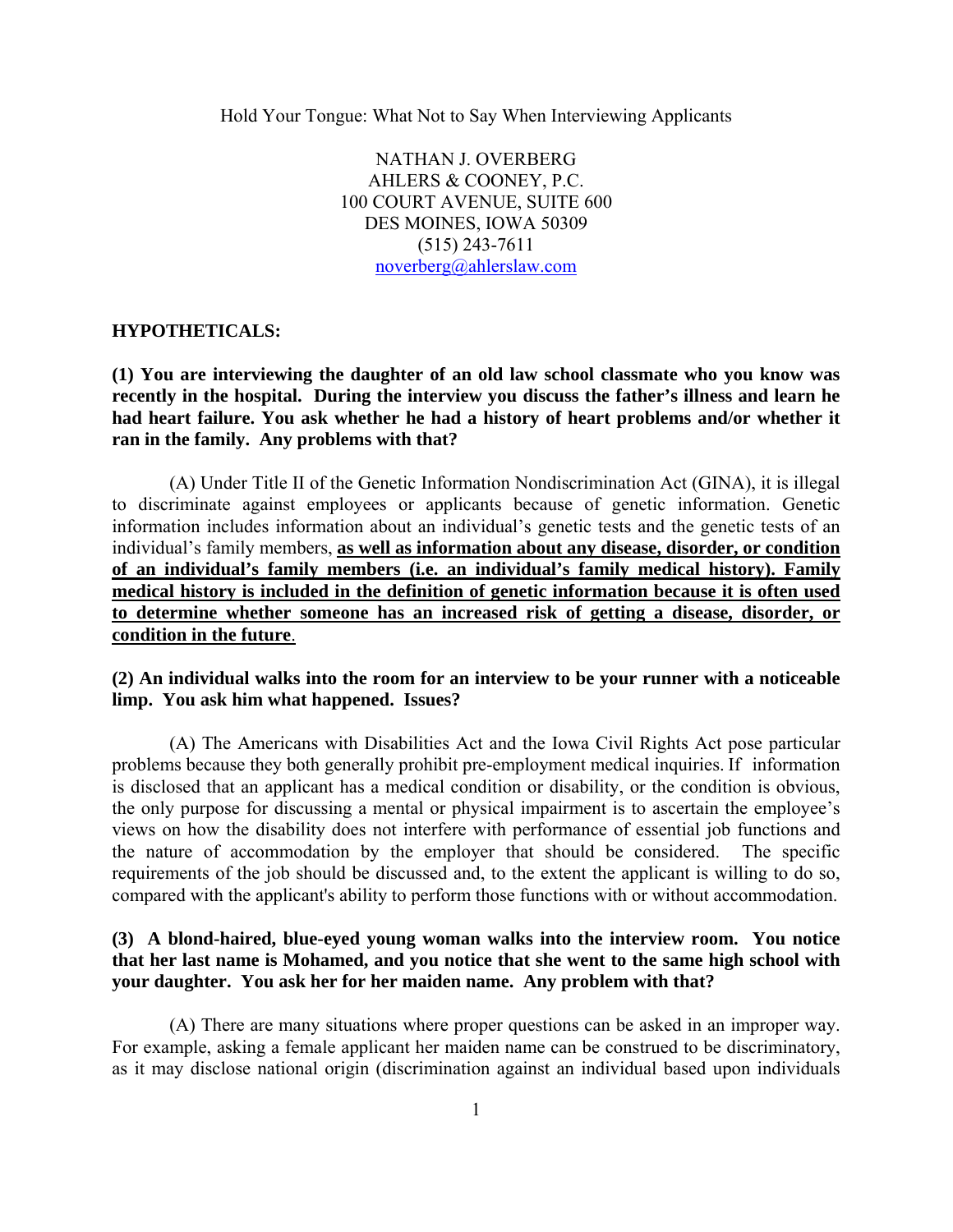Hold Your Tongue: What Not to Say When Interviewing Applicants

NATHAN J. OVERBERG
AHLERS & COONEY, P.C.
100 COURT AVENUE, SUITE 600
DES MOINES, IOWA 50309
(515) 243-7611
noverberg@ahlerslaw.com

**HYPOTHETICALS:**

**(1) You are interviewing the daughter of an old law school classmate who you know was recently in the hospital. During the interview you discuss the father's illness and learn he had heart failure. You ask whether he had a history of heart problems and/or whether it ran in the family. Any problems with that?**

(A) Under Title II of the Genetic Information Nondiscrimination Act (GINA), it is illegal to discriminate against employees or applicants because of genetic information. Genetic information includes information about an individual's genetic tests and the genetic tests of an individual's family members, **as well as information about any disease, disorder, or condition of an individual's family members (i.e. an individual's family medical history). Family medical history is included in the definition of genetic information because it is often used to determine whether someone has an increased risk of getting a disease, disorder, or condition in the future**.

**(2) An individual walks into the room for an interview to be your runner with a noticeable limp. You ask him what happened. Issues?**

(A) The Americans with Disabilities Act and the Iowa Civil Rights Act pose particular problems because they both generally prohibit pre-employment medical inquiries. If information is disclosed that an applicant has a medical condition or disability, or the condition is obvious, the only purpose for discussing a mental or physical impairment is to ascertain the employee's views on how the disability does not interfere with performance of essential job functions and the nature of accommodation by the employer that should be considered. The specific requirements of the job should be discussed and, to the extent the applicant is willing to do so, compared with the applicant's ability to perform those functions with or without accommodation.

**(3) A blond-haired, blue-eyed young woman walks into the interview room. You notice that her last name is Mohamed, and you notice that she went to the same high school with your daughter. You ask her for her maiden name. Any problem with that?**

(A) There are many situations where proper questions can be asked in an improper way. For example, asking a female applicant her maiden name can be construed to be discriminatory, as it may disclose national origin (discrimination against an individual based upon individuals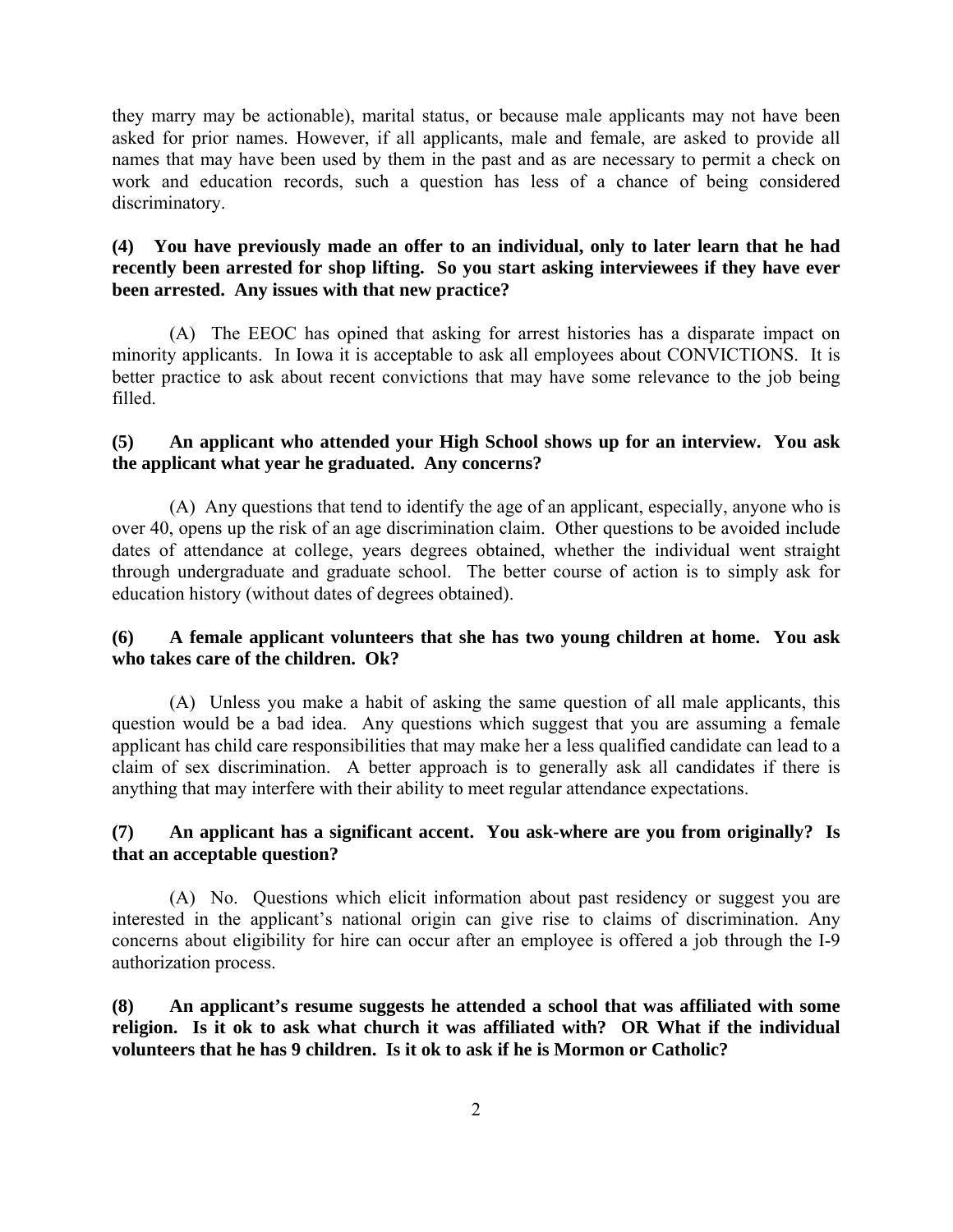they marry may be actionable), marital status, or because male applicants may not have been asked for prior names. However, if all applicants, male and female, are asked to provide all names that may have been used by them in the past and as are necessary to permit a check on work and education records, such a question has less of a chance of being considered discriminatory.

**(4) You have previously made an offer to an individual, only to later learn that he had recently been arrested for shop lifting. So you start asking interviewees if they have ever been arrested. Any issues with that new practice?**

(A) The EEOC has opined that asking for arrest histories has a disparate impact on minority applicants. In Iowa it is acceptable to ask all employees about CONVICTIONS. It is better practice to ask about recent convictions that may have some relevance to the job being filled.

**(5) An applicant who attended your High School shows up for an interview. You ask the applicant what year he graduated. Any concerns?**

(A) Any questions that tend to identify the age of an applicant, especially, anyone who is over 40, opens up the risk of an age discrimination claim. Other questions to be avoided include dates of attendance at college, years degrees obtained, whether the individual went straight through undergraduate and graduate school. The better course of action is to simply ask for education history (without dates of degrees obtained).

**(6) A female applicant volunteers that she has two young children at home. You ask who takes care of the children. Ok?**

(A) Unless you make a habit of asking the same question of all male applicants, this question would be a bad idea. Any questions which suggest that you are assuming a female applicant has child care responsibilities that may make her a less qualified candidate can lead to a claim of sex discrimination. A better approach is to generally ask all candidates if there is anything that may interfere with their ability to meet regular attendance expectations.

**(7) An applicant has a significant accent. You ask-where are you from originally? Is that an acceptable question?**

(A) No. Questions which elicit information about past residency or suggest you are interested in the applicant's national origin can give rise to claims of discrimination. Any concerns about eligibility for hire can occur after an employee is offered a job through the I-9 authorization process.

**(8) An applicant's resume suggests he attended a school that was affiliated with some religion. Is it ok to ask what church it was affiliated with? OR What if the individual volunteers that he has 9 children. Is it ok to ask if he is Mormon or Catholic?**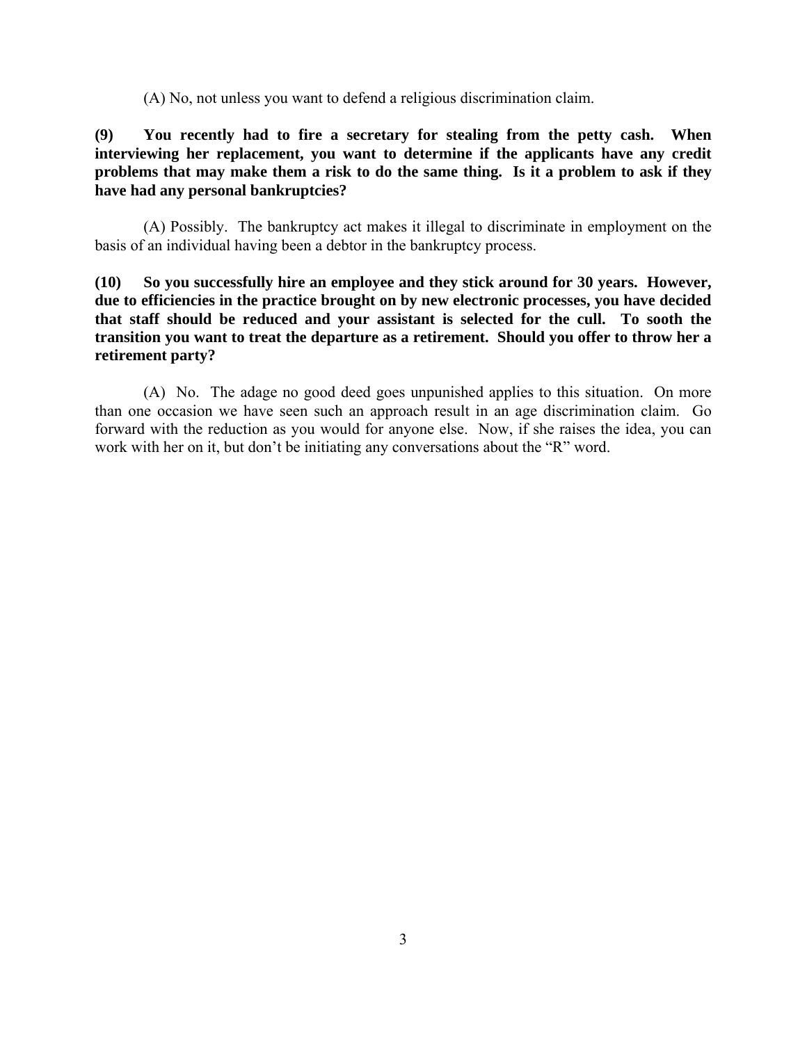(A) No, not unless you want to defend a religious discrimination claim.

**(9) You recently had to fire a secretary for stealing from the petty cash. When interviewing her replacement, you want to determine if the applicants have any credit problems that may make them a risk to do the same thing. Is it a problem to ask if they have had any personal bankruptcies?**

(A) Possibly. The bankruptcy act makes it illegal to discriminate in employment on the basis of an individual having been a debtor in the bankruptcy process.

**(10) So you successfully hire an employee and they stick around for 30 years. However, due to efficiencies in the practice brought on by new electronic processes, you have decided that staff should be reduced and your assistant is selected for the cull. To sooth the transition you want to treat the departure as a retirement. Should you offer to throw her a retirement party?**

(A) No. The adage no good deed goes unpunished applies to this situation. On more than one occasion we have seen such an approach result in an age discrimination claim. Go forward with the reduction as you would for anyone else. Now, if she raises the idea, you can work with her on it, but don't be initiating any conversations about the "R" word.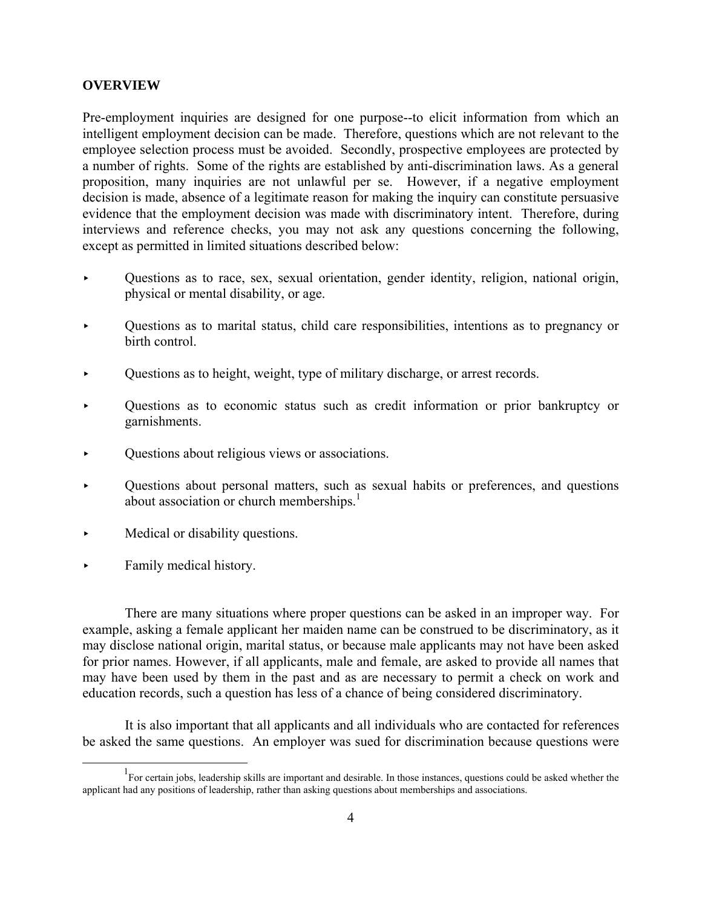## OVERVIEW

Pre-employment inquiries are designed for one purpose--to elicit information from which an intelligent employment decision can be made. Therefore, questions which are not relevant to the employee selection process must be avoided. Secondly, prospective employees are protected by a number of rights. Some of the rights are established by anti-discrimination laws. As a general proposition, many inquiries are not unlawful per se. However, if a negative employment decision is made, absence of a legitimate reason for making the inquiry can constitute persuasive evidence that the employment decision was made with discriminatory intent. Therefore, during interviews and reference checks, you may not ask any questions concerning the following, except as permitted in limited situations described below:

- Questions as to race, sex, sexual orientation, gender identity, religion, national origin, physical or mental disability, or age.
- Questions as to marital status, child care responsibilities, intentions as to pregnancy or birth control.
- Questions as to height, weight, type of military discharge, or arrest records.
- Questions as to economic status such as credit information or prior bankruptcy or garnishments.
- Questions about religious views or associations.
- Questions about personal matters, such as sexual habits or preferences, and questions about association or church memberships.[1]
- Medical or disability questions.
- Family medical history.

There are many situations where proper questions can be asked in an improper way. For example, asking a female applicant her maiden name can be construed to be discriminatory, as it may disclose national origin, marital status, or because male applicants may not have been asked for prior names. However, if all applicants, male and female, are asked to provide all names that may have been used by them in the past and as are necessary to permit a check on work and education records, such a question has less of a chance of being considered discriminatory.

It is also important that all applicants and all individuals who are contacted for references be asked the same questions. An employer was sued for discrimination because questions were

[1] For certain jobs, leadership skills are important and desirable. In those instances, questions could be asked whether the applicant had any positions of leadership, rather than asking questions about memberships and associations.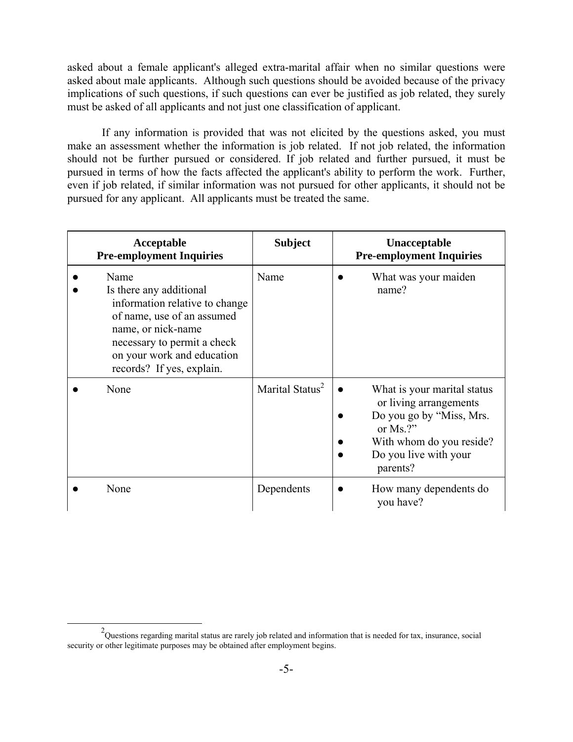asked about a female applicant's alleged extra-marital affair when no similar questions were asked about male applicants. Although such questions should be avoided because of the privacy implications of such questions, if such questions can ever be justified as job related, they surely must be asked of all applicants and not just one classification of applicant.

If any information is provided that was not elicited by the questions asked, you must make an assessment whether the information is job related. If not job related, the information should not be further pursued or considered. If job related and further pursued, it must be pursued in terms of how the facts affected the applicant's ability to perform the work. Further, even if job related, if similar information was not pursued for other applicants, it should not be pursued for any applicant. All applicants must be treated the same.

| **Acceptable Pre-employment Inquiries** | **Subject** | **Unacceptable Pre-employment Inquiries** |
|---|---|---|
| ● Name<br>● Is there any additional information relative to change of name, use of an assumed name, or nick-name necessary to permit a check on your work and education records? If yes, explain. | Name | ● What was your maiden name? |
| ● None | Marital Status[2] | ● What is your marital status or living arrangements<br>● Do you go by "Miss, Mrs. or Ms.?"<br>● With whom do you reside?<br>● Do you live with your parents? |
| ● None | Dependents | ● How many dependents do you have? |

[2] Questions regarding marital status are rarely job related and information that is needed for tax, insurance, social security or other legitimate purposes may be obtained after employment begins.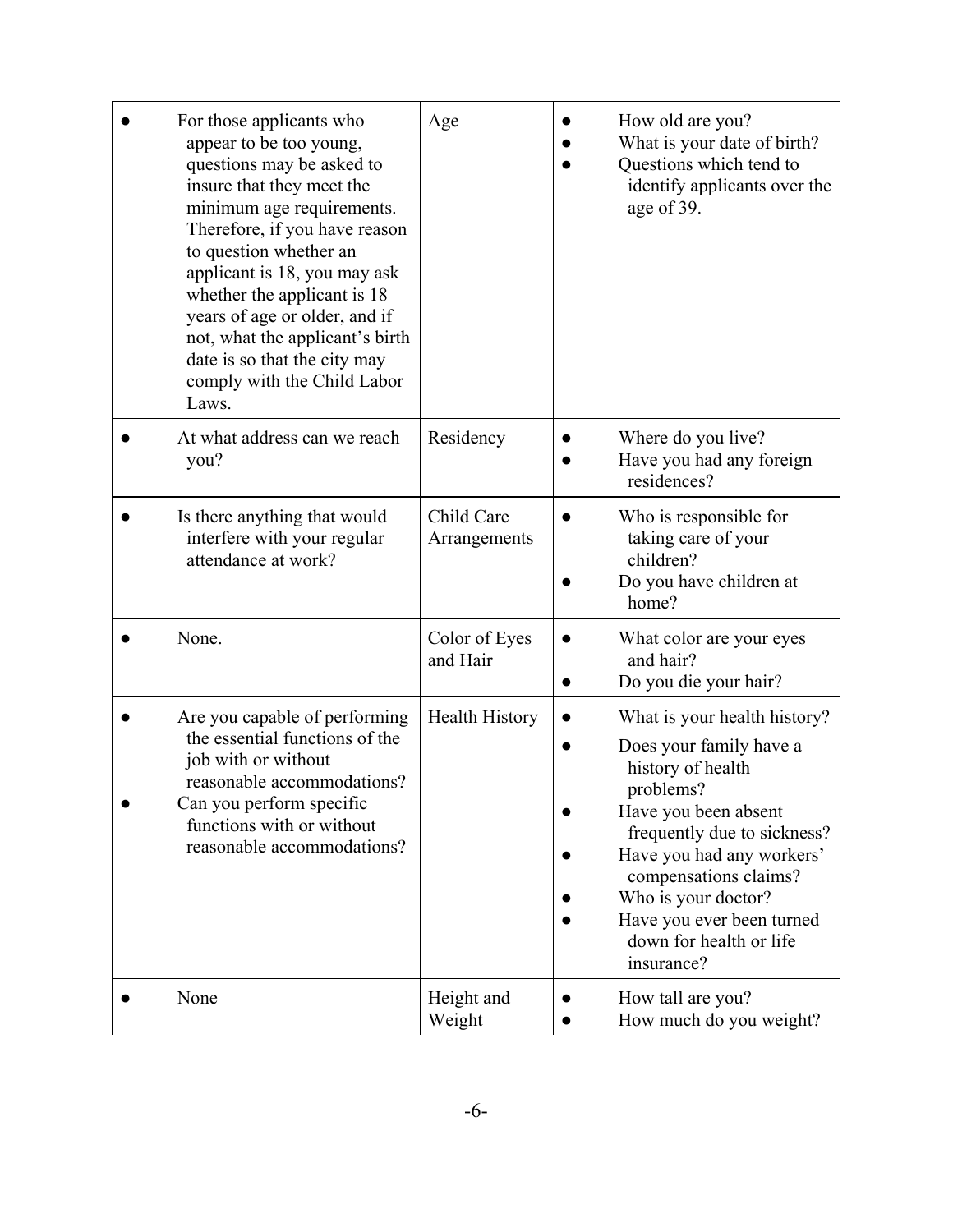| | | |
|---|---|---|
| • For those applicants who appear to be too young, questions may be asked to insure that they meet the minimum age requirements. Therefore, if you have reason to question whether an applicant is 18, you may ask whether the applicant is 18 years of age or older, and if not, what the applicant's birth date is so that the city may comply with the Child Labor Laws. | Age | • How old are you?<br>• What is your date of birth?<br>• Questions which tend to identify applicants over the age of 39. |
| • At what address can we reach you? | Residency | • Where do you live?<br>• Have you had any foreign residences? |
| • Is there anything that would interfere with your regular attendance at work? | Child Care Arrangements | • Who is responsible for taking care of your children?<br>• Do you have children at home? |
| • None. | Color of Eyes and Hair | • What color are your eyes and hair?<br>• Do you die your hair? |
| • Are you capable of performing the essential functions of the job with or without reasonable accommodations?<br>• Can you perform specific functions with or without reasonable accommodations? | Health History | • What is your health history?<br>• Does your family have a history of health problems?<br>• Have you been absent frequently due to sickness?<br>• Have you had any workers' compensations claims?<br>• Who is your doctor?<br>• Have you ever been turned down for health or life insurance? |
| • None | Height and Weight | • How tall are you?<br>• How much do you weight? |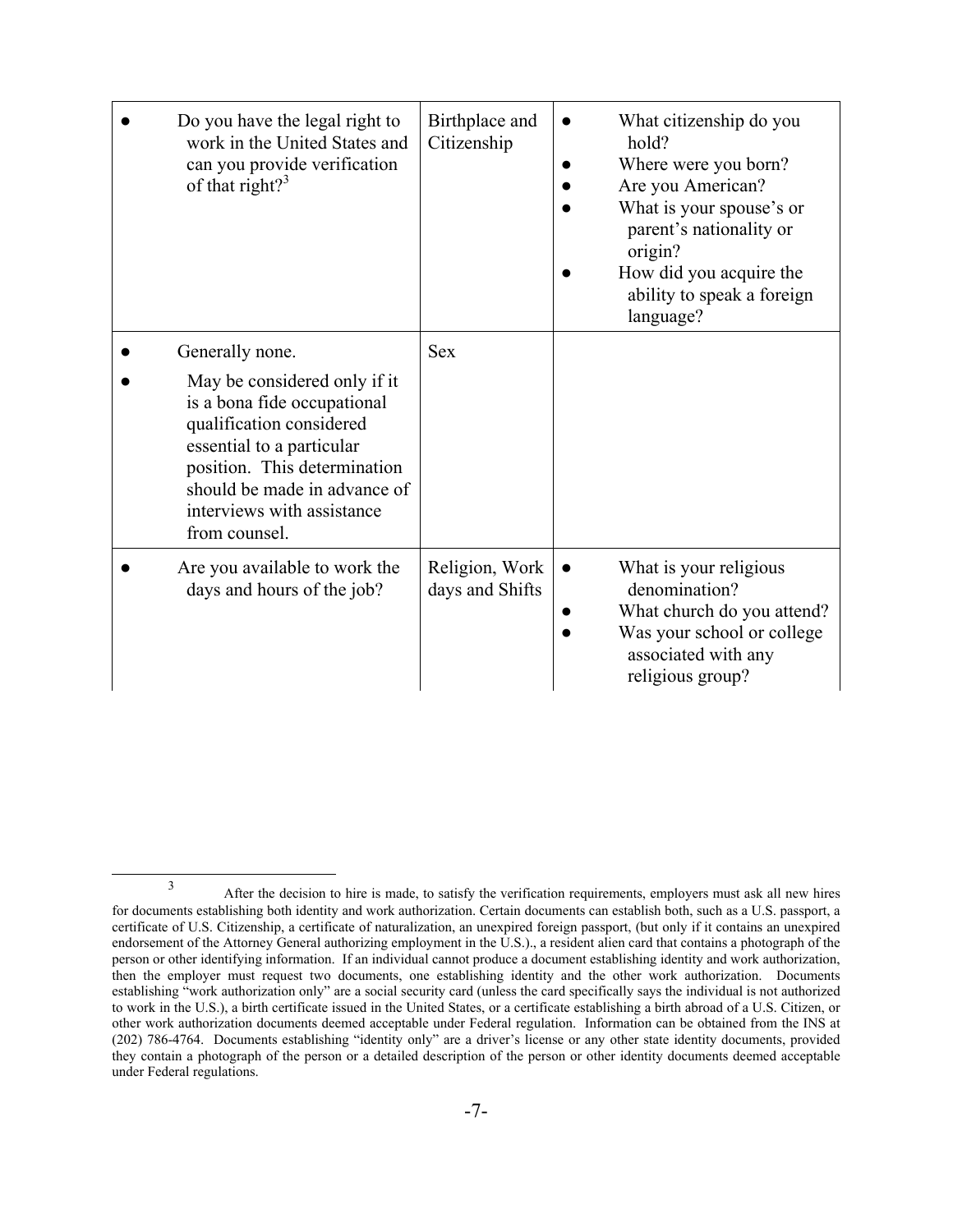| | | |
|---|---|---|
| • Do you have the legal right to work in the United States and can you provide verification of that right?[3] | Birthplace and Citizenship | • What citizenship do you hold?<br>• Where were you born?<br>• Are you American?<br>• What is your spouse's or parent's nationality or origin?<br>• How did you acquire the ability to speak a foreign language? |
| • Generally none.<br>• May be considered only if it is a bona fide occupational qualification considered essential to a particular position. This determination should be made in advance of interviews with assistance from counsel. | Sex | |
| • Are you available to work the days and hours of the job? | Religion, Work days and Shifts | • What is your religious denomination?<br>• What church do you attend?<br>• Was your school or college associated with any religious group? |

[3] After the decision to hire is made, to satisfy the verification requirements, employers must ask all new hires for documents establishing both identity and work authorization. Certain documents can establish both, such as a U.S. passport, a certificate of U.S. Citizenship, a certificate of naturalization, an unexpired foreign passport, (but only if it contains an unexpired endorsement of the Attorney General authorizing employment in the U.S.)., a resident alien card that contains a photograph of the person or other identifying information. If an individual cannot produce a document establishing identity and work authorization, then the employer must request two documents, one establishing identity and the other work authorization. Documents establishing "work authorization only" are a social security card (unless the card specifically says the individual is not authorized to work in the U.S.), a birth certificate issued in the United States, or a certificate establishing a birth abroad of a U.S. Citizen, or other work authorization documents deemed acceptable under Federal regulation. Information can be obtained from the INS at (202) 786-4764. Documents establishing "identity only" are a driver's license or any other state identity documents, provided they contain a photograph of the person or a detailed description of the person or other identity documents deemed acceptable under Federal regulations.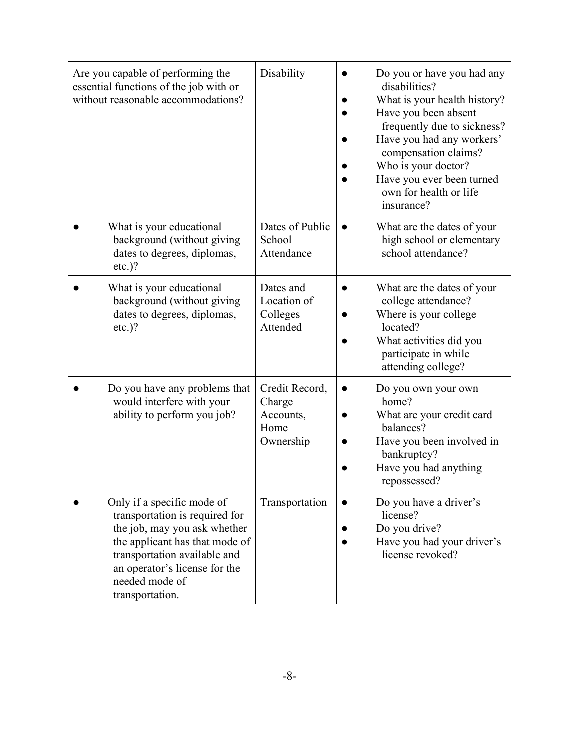| | | |
|---|---|---|
| Are you capable of performing the essential functions of the job with or without reasonable accommodations? | Disability | • Do you or have you had any disabilities?<br>• What is your health history?<br>• Have you been absent frequently due to sickness?<br>• Have you had any workers' compensation claims?<br>• Who is your doctor?<br>• Have you ever been turned own for health or life insurance? |
| • What is your educational background (without giving dates to degrees, diplomas, etc.)? | Dates of Public School Attendance | • What are the dates of your high school or elementary school attendance? |
| • What is your educational background (without giving dates to degrees, diplomas, etc.)? | Dates and Location of Colleges Attended | • What are the dates of your college attendance?<br>• Where is your college located?<br>• What activities did you participate in while attending college? |
| • Do you have any problems that would interfere with your ability to perform you job? | Credit Record, Charge Accounts, Home Ownership | • Do you own your own home?<br>• What are your credit card balances?<br>• Have you been involved in bankruptcy?<br>• Have you had anything repossessed? |
| • Only if a specific mode of transportation is required for the job, may you ask whether the applicant has that mode of transportation available and an operator's license for the needed mode of transportation. | Transportation | • Do you have a driver's license?<br>• Do you drive?<br>• Have you had your driver's license revoked? |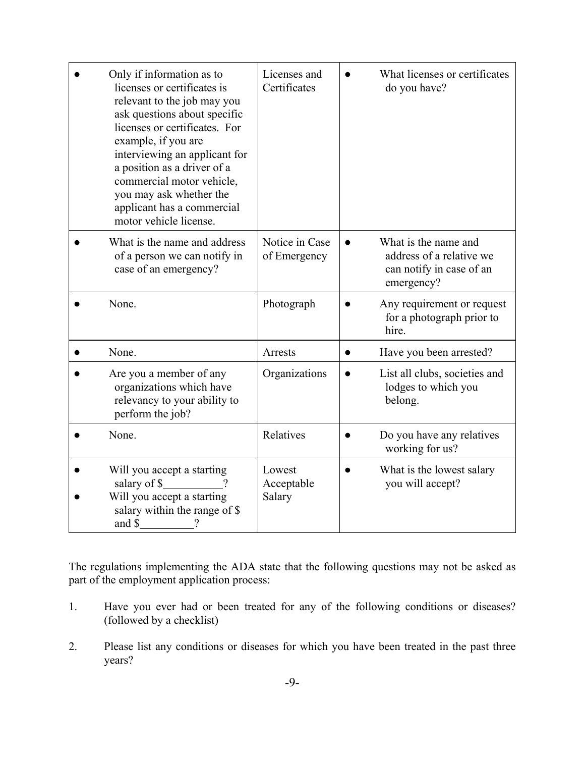| | | |
|---|---|---|
| ● Only if information as to licenses or certificates is relevant to the job may you ask questions about specific licenses or certificates. For example, if you are interviewing an applicant for a position as a driver of a commercial motor vehicle, you may ask whether the applicant has a commercial motor vehicle license. | Licenses and Certificates | ● What licenses or certificates do you have? |
| ● What is the name and address of a person we can notify in case of an emergency? | Notice in Case of Emergency | ● What is the name and address of a relative we can notify in case of an emergency? |
| ● None. | Photograph | ● Any requirement or request for a photograph prior to hire. |
| ● None. | Arrests | ● Have you been arrested? |
| ● Are you a member of any organizations which have relevancy to your ability to perform the job? | Organizations | ● List all clubs, societies and lodges to which you belong. |
| ● None. | Relatives | ● Do you have any relatives working for us? |
| ● Will you accept a starting salary of $__________? <br> ● Will you accept a starting salary within the range of $ and $_________? | Lowest Acceptable Salary | ● What is the lowest salary you will accept? |

The regulations implementing the ADA state that the following questions may not be asked as part of the employment application process:

1. Have you ever had or been treated for any of the following conditions or diseases? (followed by a checklist)

2. Please list any conditions or diseases for which you have been treated in the past three years?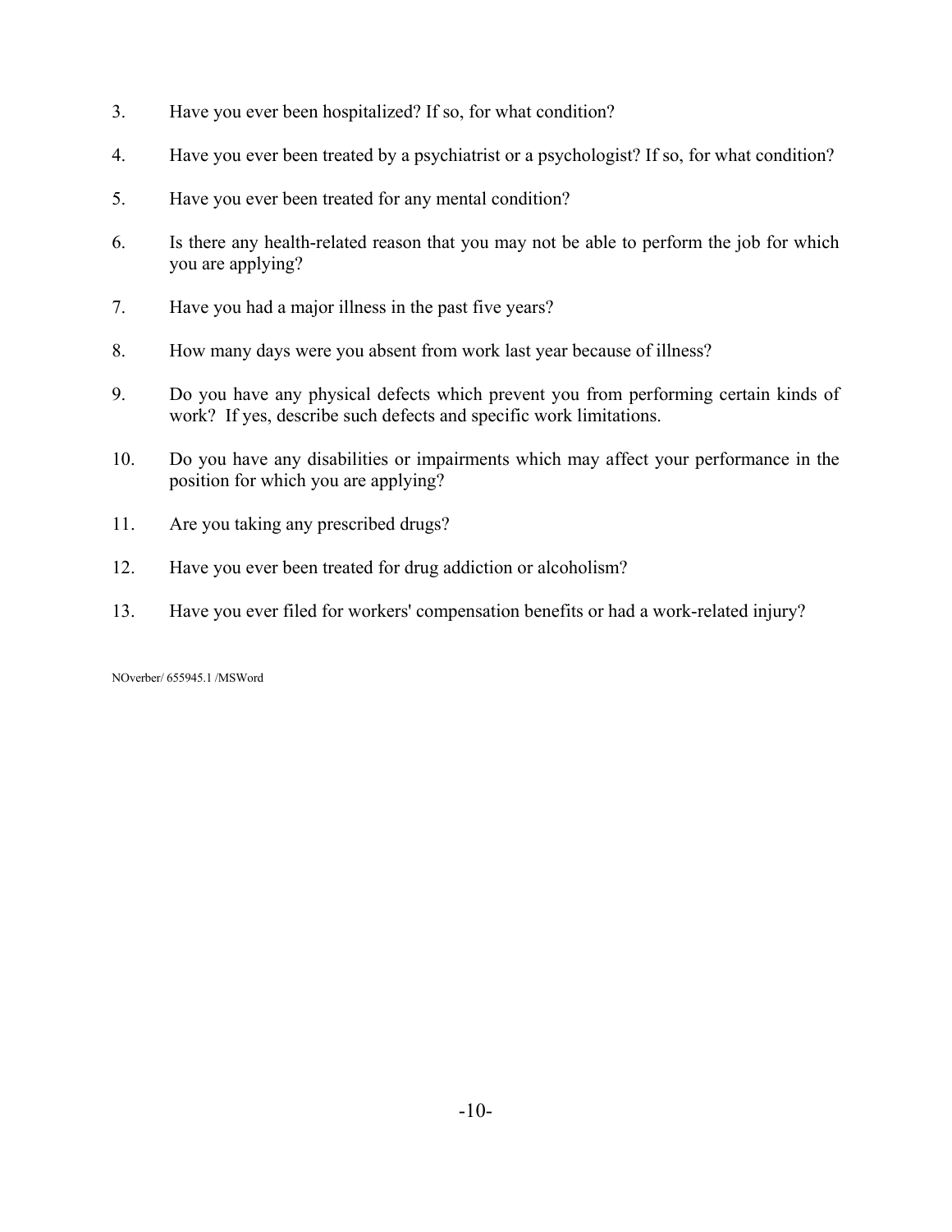3. Have you ever been hospitalized? If so, for what condition?

4. Have you ever been treated by a psychiatrist or a psychologist? If so, for what condition?

5. Have you ever been treated for any mental condition?

6. Is there any health-related reason that you may not be able to perform the job for which you are applying?

7. Have you had a major illness in the past five years?

8. How many days were you absent from work last year because of illness?

9. Do you have any physical defects which prevent you from performing certain kinds of work? If yes, describe such defects and specific work limitations.

10. Do you have any disabilities or impairments which may affect your performance in the position for which you are applying?

11. Are you taking any prescribed drugs?

12. Have you ever been treated for drug addiction or alcoholism?

13. Have you ever filed for workers' compensation benefits or had a work-related injury?

NOverber/ 655945.1 /MSWord